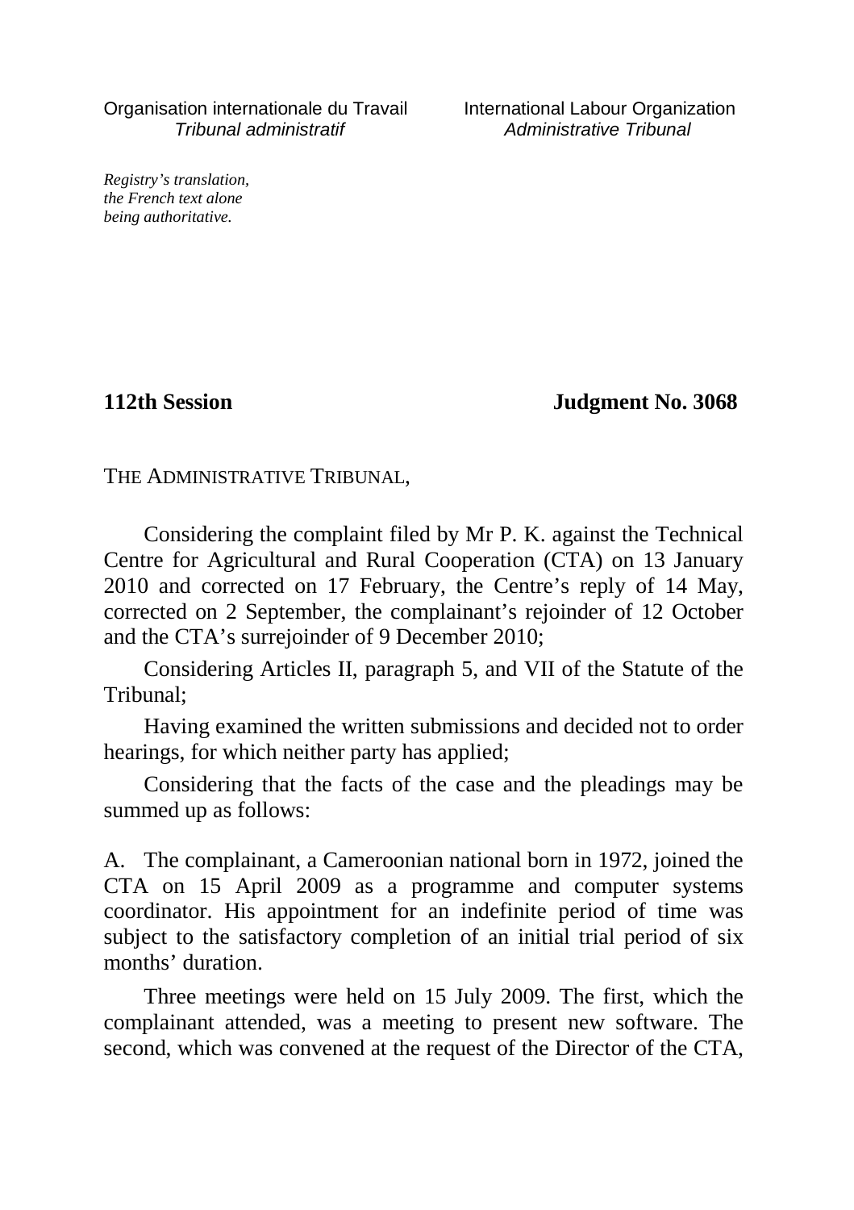Organisation internationale du Travail
*Tribunal administratif*

International Labour Organization
*Administrative Tribunal*

*Registry's translation,*
*the French text alone*
*being authoritative.*

**112th Session** **Judgment No. 3068**

THE ADMINISTRATIVE TRIBUNAL,

Considering the complaint filed by Mr P. K. against the Technical Centre for Agricultural and Rural Cooperation (CTA) on 13 January 2010 and corrected on 17 February, the Centre's reply of 14 May, corrected on 2 September, the complainant's rejoinder of 12 October and the CTA's surrejoinder of 9 December 2010;

Considering Articles II, paragraph 5, and VII of the Statute of the Tribunal;

Having examined the written submissions and decided not to order hearings, for which neither party has applied;

Considering that the facts of the case and the pleadings may be summed up as follows:

A. The complainant, a Cameroonian national born in 1972, joined the CTA on 15 April 2009 as a programme and computer systems coordinator. His appointment for an indefinite period of time was subject to the satisfactory completion of an initial trial period of six months' duration.

Three meetings were held on 15 July 2009. The first, which the complainant attended, was a meeting to present new software. The second, which was convened at the request of the Director of the CTA,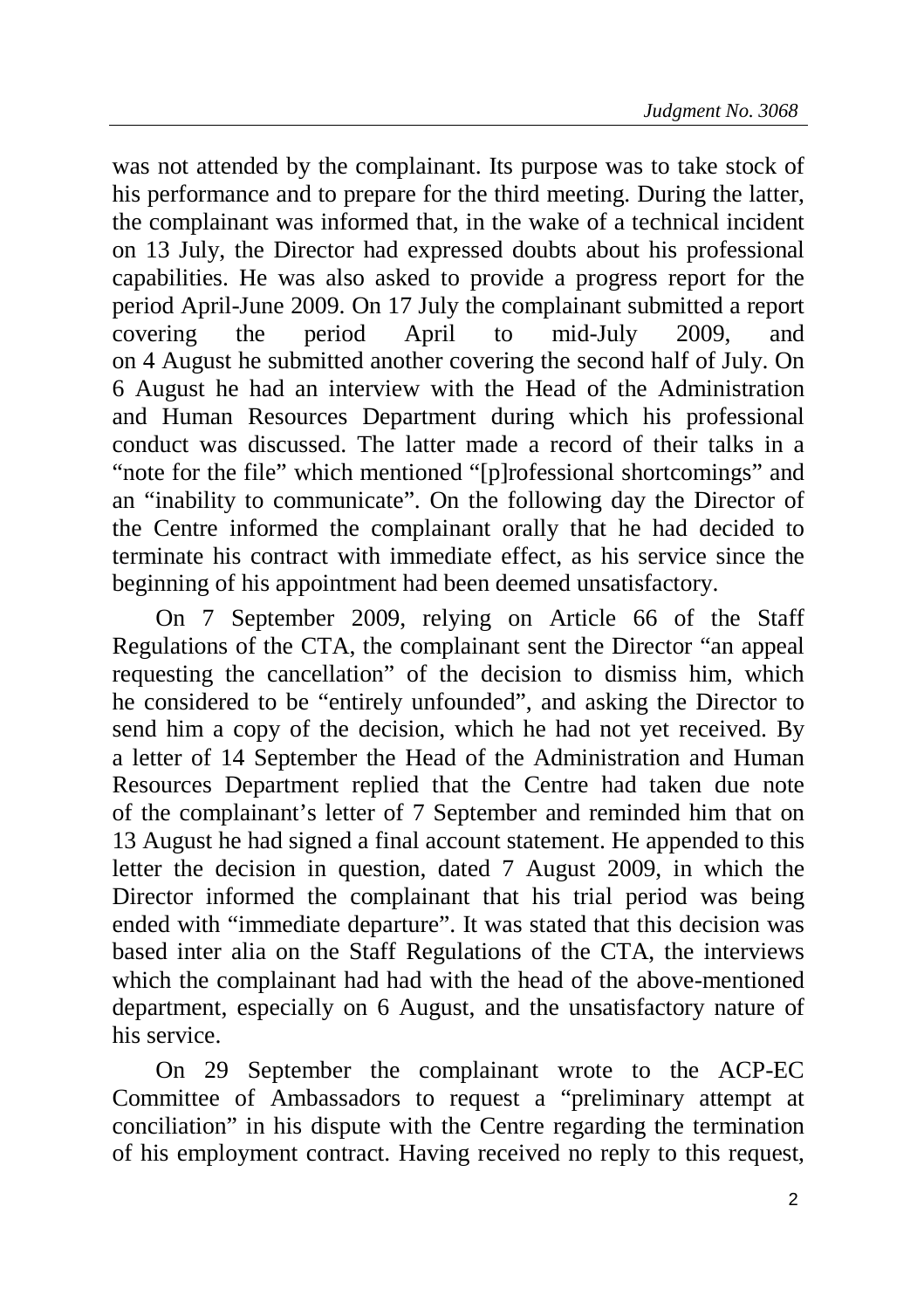was not attended by the complainant. Its purpose was to take stock of his performance and to prepare for the third meeting. During the latter, the complainant was informed that, in the wake of a technical incident on 13 July, the Director had expressed doubts about his professional capabilities. He was also asked to provide a progress report for the period April-June 2009. On 17 July the complainant submitted a report covering the period April to mid-July 2009, and on 4 August he submitted another covering the second half of July. On 6 August he had an interview with the Head of the Administration and Human Resources Department during which his professional conduct was discussed. The latter made a record of their talks in a "note for the file" which mentioned "[p]rofessional shortcomings" and an "inability to communicate". On the following day the Director of the Centre informed the complainant orally that he had decided to terminate his contract with immediate effect, as his service since the beginning of his appointment had been deemed unsatisfactory.

On 7 September 2009, relying on Article 66 of the Staff Regulations of the CTA, the complainant sent the Director "an appeal requesting the cancellation" of the decision to dismiss him, which he considered to be "entirely unfounded", and asking the Director to send him a copy of the decision, which he had not yet received. By a letter of 14 September the Head of the Administration and Human Resources Department replied that the Centre had taken due note of the complainant's letter of 7 September and reminded him that on 13 August he had signed a final account statement. He appended to this letter the decision in question, dated 7 August 2009, in which the Director informed the complainant that his trial period was being ended with "immediate departure". It was stated that this decision was based inter alia on the Staff Regulations of the CTA, the interviews which the complainant had had with the head of the above-mentioned department, especially on 6 August, and the unsatisfactory nature of his service.

On 29 September the complainant wrote to the ACP-EC Committee of Ambassadors to request a "preliminary attempt at conciliation" in his dispute with the Centre regarding the termination of his employment contract. Having received no reply to this request,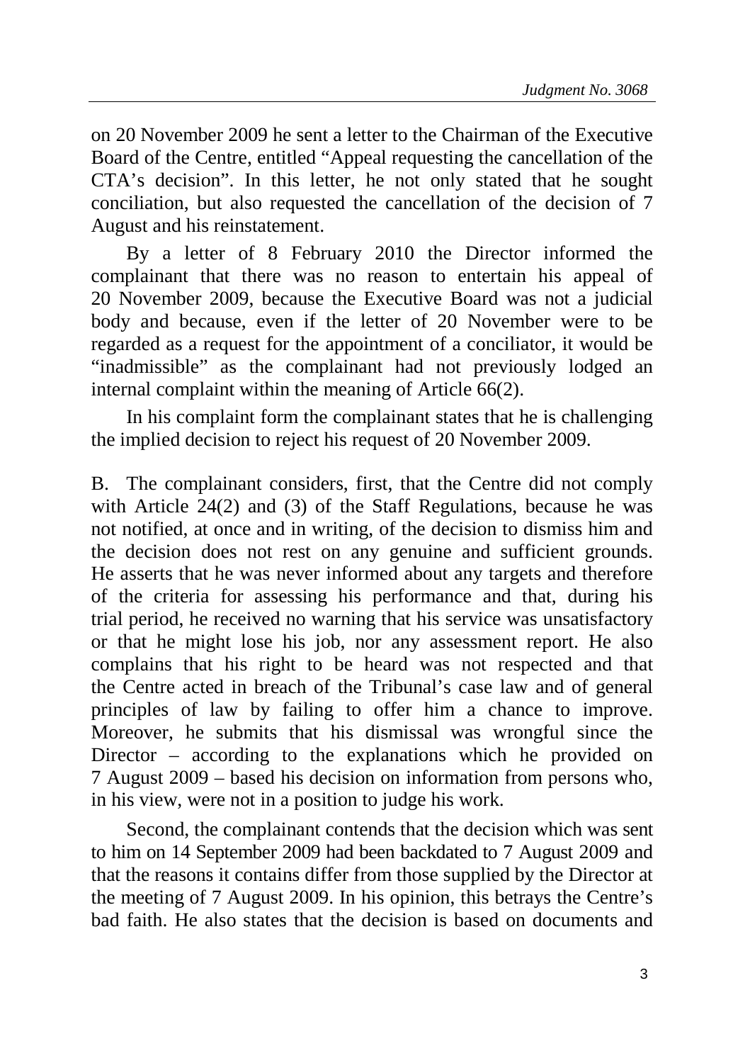on 20 November 2009 he sent a letter to the Chairman of the Executive Board of the Centre, entitled "Appeal requesting the cancellation of the CTA's decision". In this letter, he not only stated that he sought conciliation, but also requested the cancellation of the decision of 7 August and his reinstatement.

By a letter of 8 February 2010 the Director informed the complainant that there was no reason to entertain his appeal of 20 November 2009, because the Executive Board was not a judicial body and because, even if the letter of 20 November were to be regarded as a request for the appointment of a conciliator, it would be "inadmissible" as the complainant had not previously lodged an internal complaint within the meaning of Article 66(2).

In his complaint form the complainant states that he is challenging the implied decision to reject his request of 20 November 2009.

B. The complainant considers, first, that the Centre did not comply with Article 24(2) and (3) of the Staff Regulations, because he was not notified, at once and in writing, of the decision to dismiss him and the decision does not rest on any genuine and sufficient grounds. He asserts that he was never informed about any targets and therefore of the criteria for assessing his performance and that, during his trial period, he received no warning that his service was unsatisfactory or that he might lose his job, nor any assessment report. He also complains that his right to be heard was not respected and that the Centre acted in breach of the Tribunal's case law and of general principles of law by failing to offer him a chance to improve. Moreover, he submits that his dismissal was wrongful since the Director – according to the explanations which he provided on 7 August 2009 – based his decision on information from persons who, in his view, were not in a position to judge his work.

Second, the complainant contends that the decision which was sent to him on 14 September 2009 had been backdated to 7 August 2009 and that the reasons it contains differ from those supplied by the Director at the meeting of 7 August 2009. In his opinion, this betrays the Centre's bad faith. He also states that the decision is based on documents and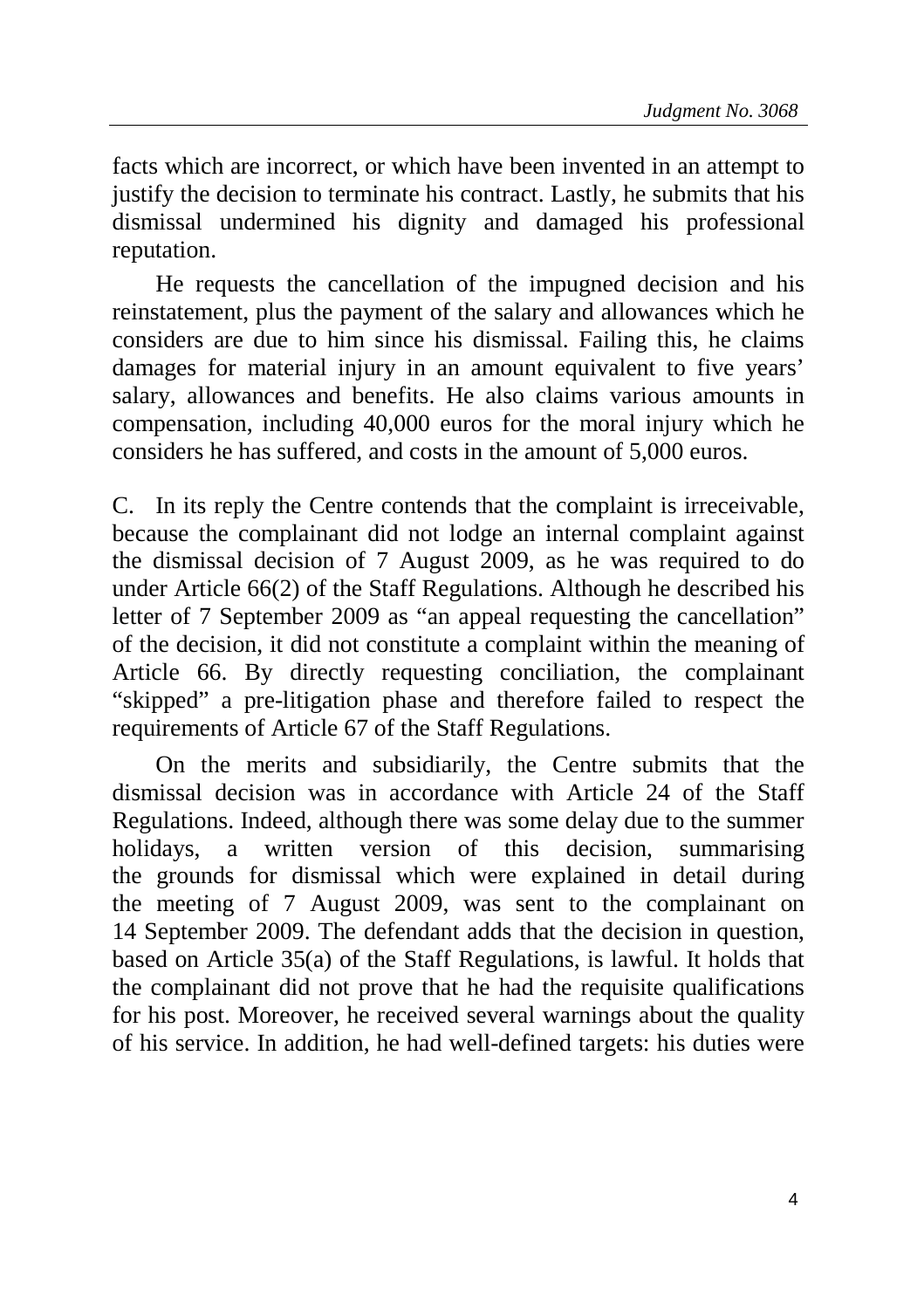facts which are incorrect, or which have been invented in an attempt to justify the decision to terminate his contract. Lastly, he submits that his dismissal undermined his dignity and damaged his professional reputation.

He requests the cancellation of the impugned decision and his reinstatement, plus the payment of the salary and allowances which he considers are due to him since his dismissal. Failing this, he claims damages for material injury in an amount equivalent to five years' salary, allowances and benefits. He also claims various amounts in compensation, including 40,000 euros for the moral injury which he considers he has suffered, and costs in the amount of 5,000 euros.

C. In its reply the Centre contends that the complaint is irreceivable, because the complainant did not lodge an internal complaint against the dismissal decision of 7 August 2009, as he was required to do under Article 66(2) of the Staff Regulations. Although he described his letter of 7 September 2009 as "an appeal requesting the cancellation" of the decision, it did not constitute a complaint within the meaning of Article 66. By directly requesting conciliation, the complainant "skipped" a pre-litigation phase and therefore failed to respect the requirements of Article 67 of the Staff Regulations.

On the merits and subsidiarily, the Centre submits that the dismissal decision was in accordance with Article 24 of the Staff Regulations. Indeed, although there was some delay due to the summer holidays, a written version of this decision, summarising the grounds for dismissal which were explained in detail during the meeting of 7 August 2009, was sent to the complainant on 14 September 2009. The defendant adds that the decision in question, based on Article 35(a) of the Staff Regulations, is lawful. It holds that the complainant did not prove that he had the requisite qualifications for his post. Moreover, he received several warnings about the quality of his service. In addition, he had well-defined targets: his duties were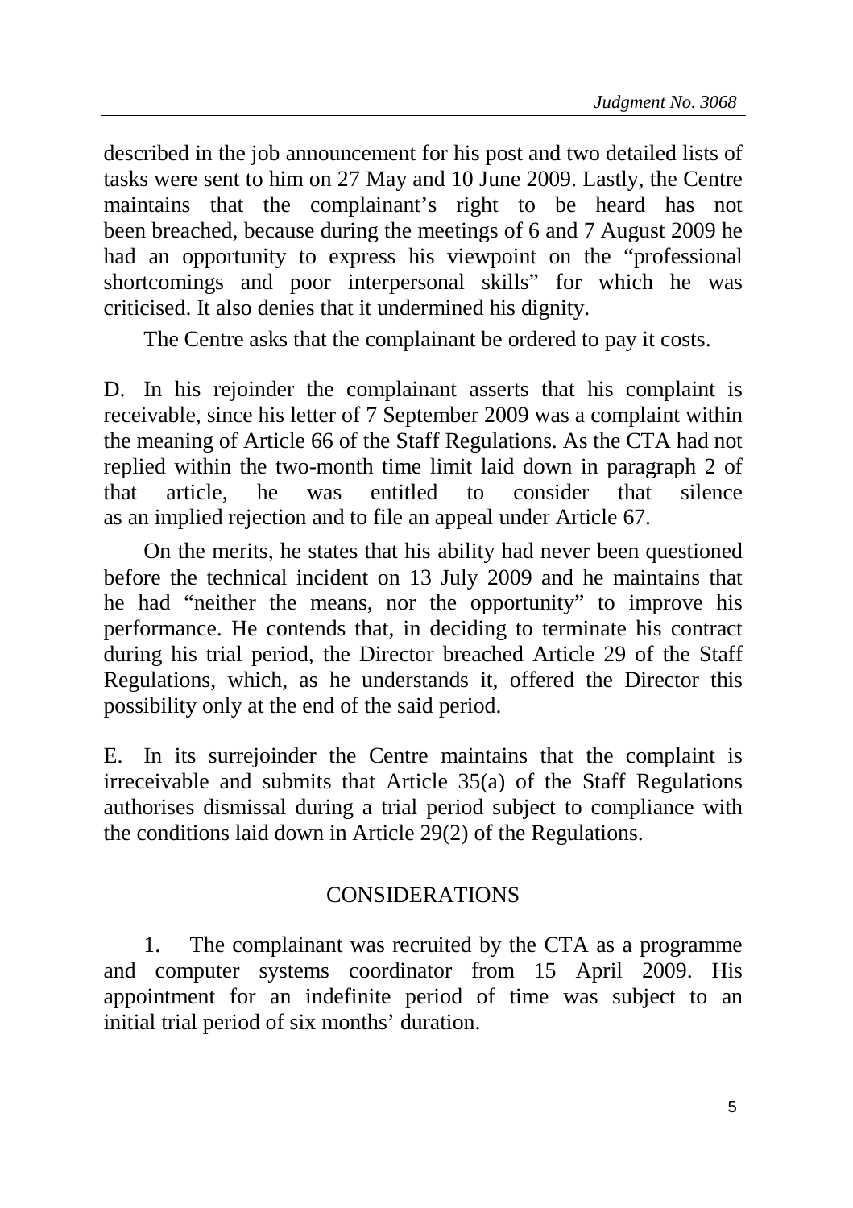described in the job announcement for his post and two detailed lists of tasks were sent to him on 27 May and 10 June 2009. Lastly, the Centre maintains that the complainant's right to be heard has not been breached, because during the meetings of 6 and 7 August 2009 he had an opportunity to express his viewpoint on the "professional shortcomings and poor interpersonal skills" for which he was criticised. It also denies that it undermined his dignity.

The Centre asks that the complainant be ordered to pay it costs.

D. In his rejoinder the complainant asserts that his complaint is receivable, since his letter of 7 September 2009 was a complaint within the meaning of Article 66 of the Staff Regulations. As the CTA had not replied within the two-month time limit laid down in paragraph 2 of that article, he was entitled to consider that silence as an implied rejection and to file an appeal under Article 67.

On the merits, he states that his ability had never been questioned before the technical incident on 13 July 2009 and he maintains that he had "neither the means, nor the opportunity" to improve his performance. He contends that, in deciding to terminate his contract during his trial period, the Director breached Article 29 of the Staff Regulations, which, as he understands it, offered the Director this possibility only at the end of the said period.

E. In its surrejoinder the Centre maintains that the complaint is irreceivable and submits that Article 35(a) of the Staff Regulations authorises dismissal during a trial period subject to compliance with the conditions laid down in Article 29(2) of the Regulations.

## CONSIDERATIONS

1. The complainant was recruited by the CTA as a programme and computer systems coordinator from 15 April 2009. His appointment for an indefinite period of time was subject to an initial trial period of six months' duration.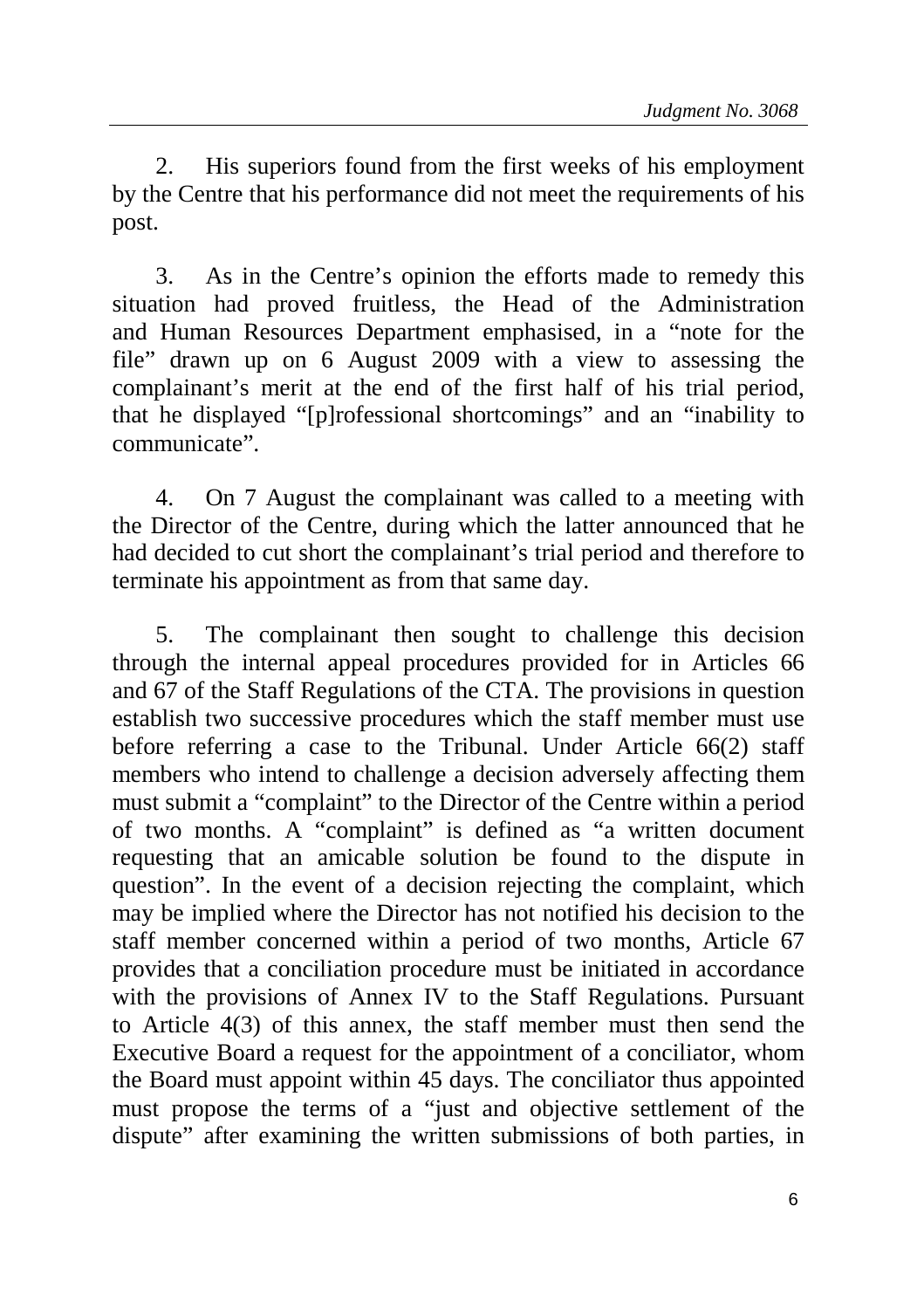2. His superiors found from the first weeks of his employment by the Centre that his performance did not meet the requirements of his post.

3. As in the Centre's opinion the efforts made to remedy this situation had proved fruitless, the Head of the Administration and Human Resources Department emphasised, in a "note for the file" drawn up on 6 August 2009 with a view to assessing the complainant's merit at the end of the first half of his trial period, that he displayed "[p]rofessional shortcomings" and an "inability to communicate".

4. On 7 August the complainant was called to a meeting with the Director of the Centre, during which the latter announced that he had decided to cut short the complainant's trial period and therefore to terminate his appointment as from that same day.

5. The complainant then sought to challenge this decision through the internal appeal procedures provided for in Articles 66 and 67 of the Staff Regulations of the CTA. The provisions in question establish two successive procedures which the staff member must use before referring a case to the Tribunal. Under Article 66(2) staff members who intend to challenge a decision adversely affecting them must submit a "complaint" to the Director of the Centre within a period of two months. A "complaint" is defined as "a written document requesting that an amicable solution be found to the dispute in question". In the event of a decision rejecting the complaint, which may be implied where the Director has not notified his decision to the staff member concerned within a period of two months, Article 67 provides that a conciliation procedure must be initiated in accordance with the provisions of Annex IV to the Staff Regulations. Pursuant to Article 4(3) of this annex, the staff member must then send the Executive Board a request for the appointment of a conciliator, whom the Board must appoint within 45 days. The conciliator thus appointed must propose the terms of a "just and objective settlement of the dispute" after examining the written submissions of both parties, in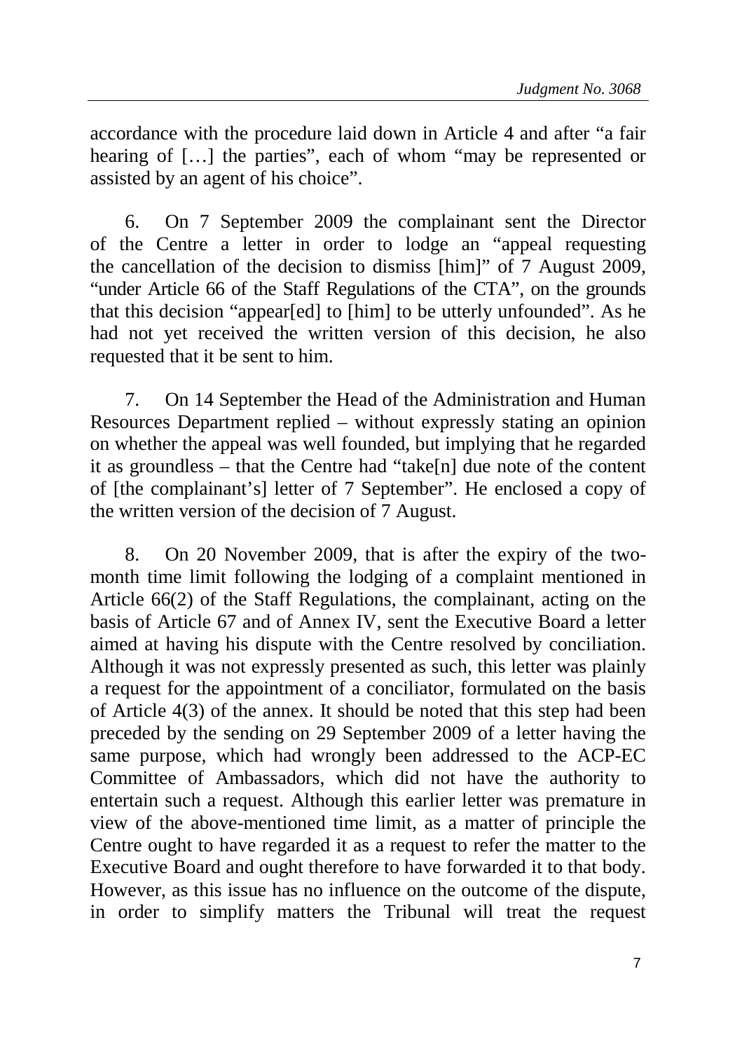accordance with the procedure laid down in Article 4 and after "a fair hearing of […] the parties", each of whom "may be represented or assisted by an agent of his choice".

6. On 7 September 2009 the complainant sent the Director of the Centre a letter in order to lodge an "appeal requesting the cancellation of the decision to dismiss [him]" of 7 August 2009, "under Article 66 of the Staff Regulations of the CTA", on the grounds that this decision "appear[ed] to [him] to be utterly unfounded". As he had not yet received the written version of this decision, he also requested that it be sent to him.

7. On 14 September the Head of the Administration and Human Resources Department replied – without expressly stating an opinion on whether the appeal was well founded, but implying that he regarded it as groundless – that the Centre had "take[n] due note of the content of [the complainant's] letter of 7 September". He enclosed a copy of the written version of the decision of 7 August.

8. On 20 November 2009, that is after the expiry of the two-month time limit following the lodging of a complaint mentioned in Article 66(2) of the Staff Regulations, the complainant, acting on the basis of Article 67 and of Annex IV, sent the Executive Board a letter aimed at having his dispute with the Centre resolved by conciliation. Although it was not expressly presented as such, this letter was plainly a request for the appointment of a conciliator, formulated on the basis of Article 4(3) of the annex. It should be noted that this step had been preceded by the sending on 29 September 2009 of a letter having the same purpose, which had wrongly been addressed to the ACP-EC Committee of Ambassadors, which did not have the authority to entertain such a request. Although this earlier letter was premature in view of the above-mentioned time limit, as a matter of principle the Centre ought to have regarded it as a request to refer the matter to the Executive Board and ought therefore to have forwarded it to that body. However, as this issue has no influence on the outcome of the dispute, in order to simplify matters the Tribunal will treat the request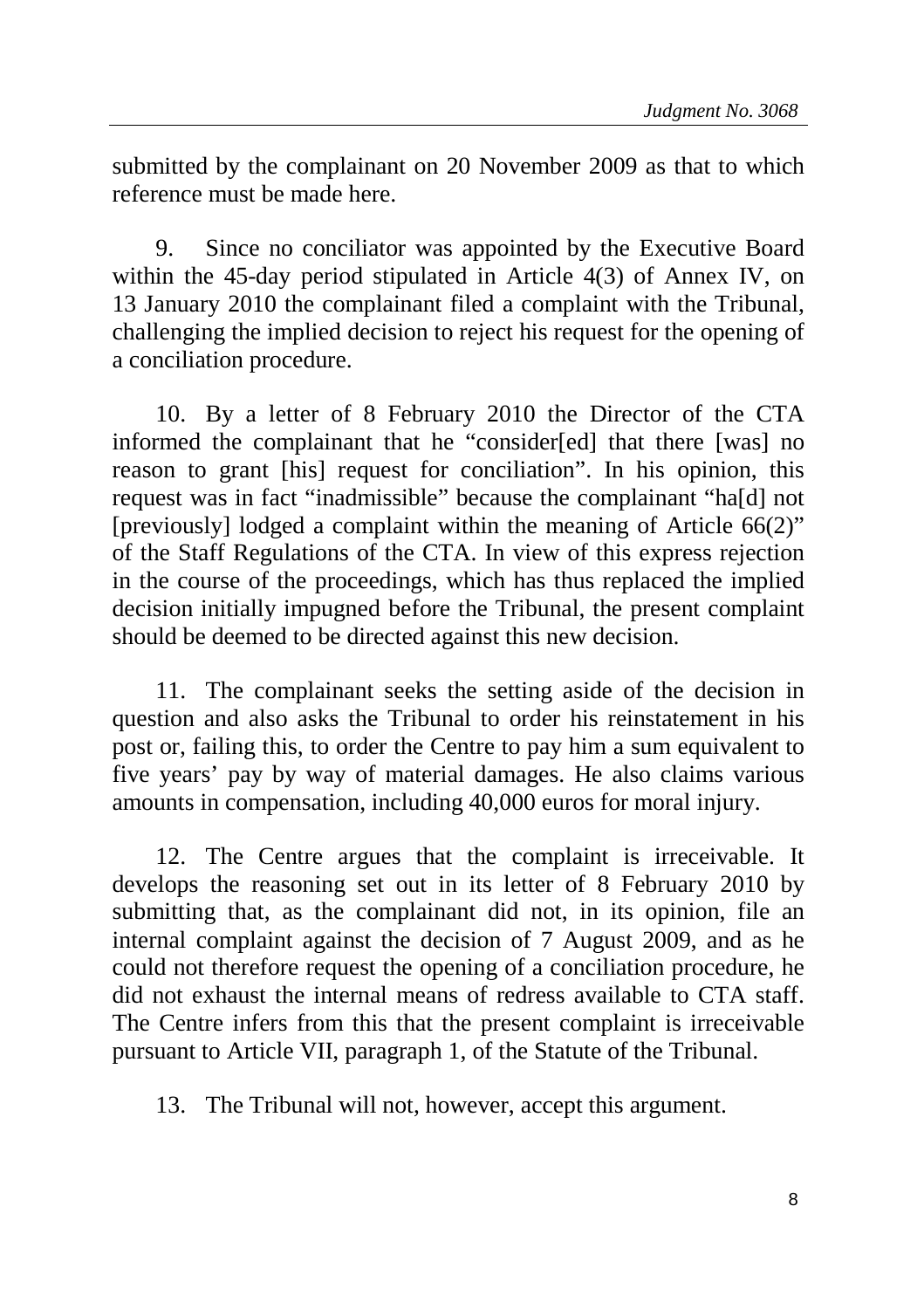submitted by the complainant on 20 November 2009 as that to which reference must be made here.

9. Since no conciliator was appointed by the Executive Board within the 45-day period stipulated in Article 4(3) of Annex IV, on 13 January 2010 the complainant filed a complaint with the Tribunal, challenging the implied decision to reject his request for the opening of a conciliation procedure.

10. By a letter of 8 February 2010 the Director of the CTA informed the complainant that he "consider[ed] that there [was] no reason to grant [his] request for conciliation". In his opinion, this request was in fact "inadmissible" because the complainant "ha[d] not [previously] lodged a complaint within the meaning of Article 66(2)" of the Staff Regulations of the CTA. In view of this express rejection in the course of the proceedings, which has thus replaced the implied decision initially impugned before the Tribunal, the present complaint should be deemed to be directed against this new decision.

11. The complainant seeks the setting aside of the decision in question and also asks the Tribunal to order his reinstatement in his post or, failing this, to order the Centre to pay him a sum equivalent to five years' pay by way of material damages. He also claims various amounts in compensation, including 40,000 euros for moral injury.

12. The Centre argues that the complaint is irreceivable. It develops the reasoning set out in its letter of 8 February 2010 by submitting that, as the complainant did not, in its opinion, file an internal complaint against the decision of 7 August 2009, and as he could not therefore request the opening of a conciliation procedure, he did not exhaust the internal means of redress available to CTA staff. The Centre infers from this that the present complaint is irreceivable pursuant to Article VII, paragraph 1, of the Statute of the Tribunal.

13. The Tribunal will not, however, accept this argument.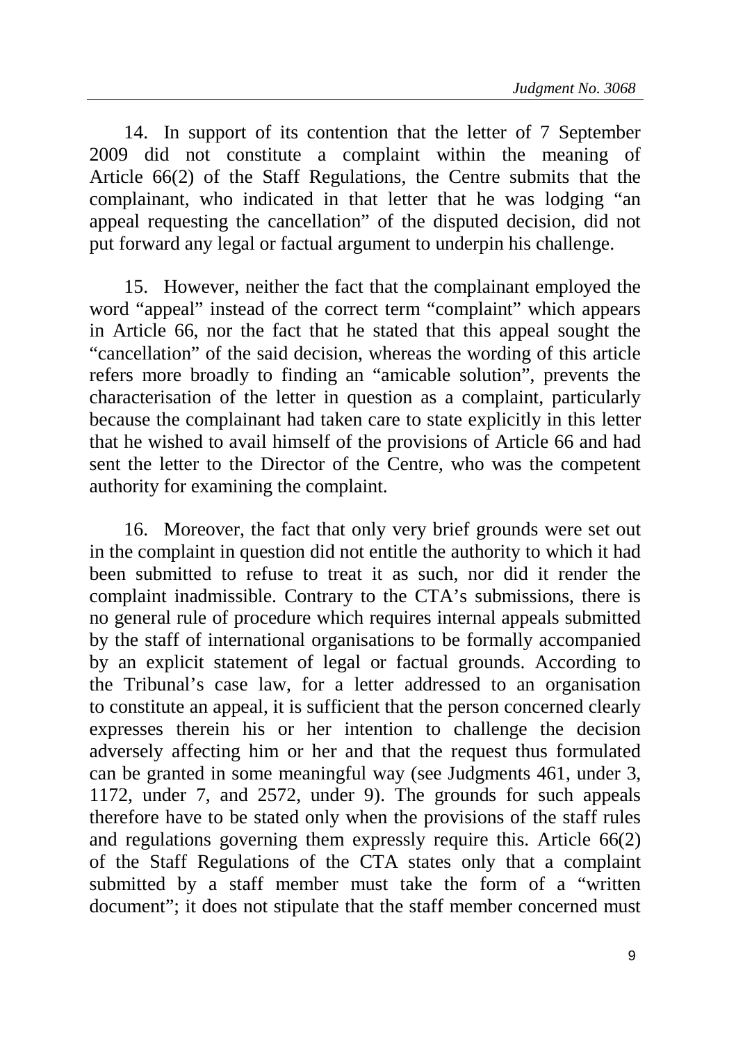14. In support of its contention that the letter of 7 September 2009 did not constitute a complaint within the meaning of Article 66(2) of the Staff Regulations, the Centre submits that the complainant, who indicated in that letter that he was lodging "an appeal requesting the cancellation" of the disputed decision, did not put forward any legal or factual argument to underpin his challenge.

15. However, neither the fact that the complainant employed the word "appeal" instead of the correct term "complaint" which appears in Article 66, nor the fact that he stated that this appeal sought the "cancellation" of the said decision, whereas the wording of this article refers more broadly to finding an "amicable solution", prevents the characterisation of the letter in question as a complaint, particularly because the complainant had taken care to state explicitly in this letter that he wished to avail himself of the provisions of Article 66 and had sent the letter to the Director of the Centre, who was the competent authority for examining the complaint.

16. Moreover, the fact that only very brief grounds were set out in the complaint in question did not entitle the authority to which it had been submitted to refuse to treat it as such, nor did it render the complaint inadmissible. Contrary to the CTA's submissions, there is no general rule of procedure which requires internal appeals submitted by the staff of international organisations to be formally accompanied by an explicit statement of legal or factual grounds. According to the Tribunal's case law, for a letter addressed to an organisation to constitute an appeal, it is sufficient that the person concerned clearly expresses therein his or her intention to challenge the decision adversely affecting him or her and that the request thus formulated can be granted in some meaningful way (see Judgments 461, under 3, 1172, under 7, and 2572, under 9). The grounds for such appeals therefore have to be stated only when the provisions of the staff rules and regulations governing them expressly require this. Article 66(2) of the Staff Regulations of the CTA states only that a complaint submitted by a staff member must take the form of a "written document"; it does not stipulate that the staff member concerned must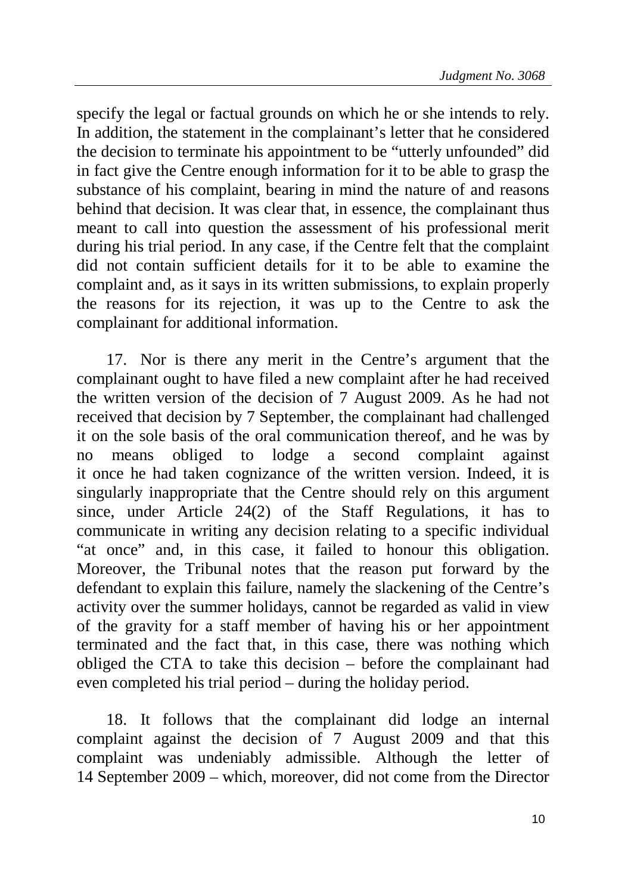specify the legal or factual grounds on which he or she intends to rely. In addition, the statement in the complainant's letter that he considered the decision to terminate his appointment to be "utterly unfounded" did in fact give the Centre enough information for it to be able to grasp the substance of his complaint, bearing in mind the nature of and reasons behind that decision. It was clear that, in essence, the complainant thus meant to call into question the assessment of his professional merit during his trial period. In any case, if the Centre felt that the complaint did not contain sufficient details for it to be able to examine the complaint and, as it says in its written submissions, to explain properly the reasons for its rejection, it was up to the Centre to ask the complainant for additional information.

17. Nor is there any merit in the Centre's argument that the complainant ought to have filed a new complaint after he had received the written version of the decision of 7 August 2009. As he had not received that decision by 7 September, the complainant had challenged it on the sole basis of the oral communication thereof, and he was by no means obliged to lodge a second complaint against it once he had taken cognizance of the written version. Indeed, it is singularly inappropriate that the Centre should rely on this argument since, under Article 24(2) of the Staff Regulations, it has to communicate in writing any decision relating to a specific individual "at once" and, in this case, it failed to honour this obligation. Moreover, the Tribunal notes that the reason put forward by the defendant to explain this failure, namely the slackening of the Centre's activity over the summer holidays, cannot be regarded as valid in view of the gravity for a staff member of having his or her appointment terminated and the fact that, in this case, there was nothing which obliged the CTA to take this decision – before the complainant had even completed his trial period – during the holiday period.

18. It follows that the complainant did lodge an internal complaint against the decision of 7 August 2009 and that this complaint was undeniably admissible. Although the letter of 14 September 2009 – which, moreover, did not come from the Director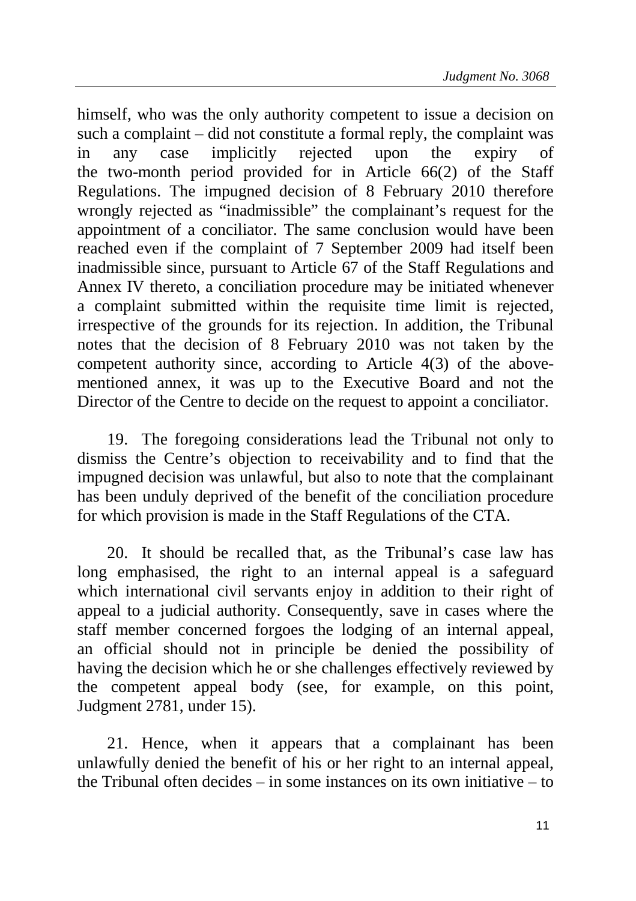himself, who was the only authority competent to issue a decision on such a complaint – did not constitute a formal reply, the complaint was in any case implicitly rejected upon the expiry of the two-month period provided for in Article 66(2) of the Staff Regulations. The impugned decision of 8 February 2010 therefore wrongly rejected as "inadmissible" the complainant's request for the appointment of a conciliator. The same conclusion would have been reached even if the complaint of 7 September 2009 had itself been inadmissible since, pursuant to Article 67 of the Staff Regulations and Annex IV thereto, a conciliation procedure may be initiated whenever a complaint submitted within the requisite time limit is rejected, irrespective of the grounds for its rejection. In addition, the Tribunal notes that the decision of 8 February 2010 was not taken by the competent authority since, according to Article 4(3) of the above-mentioned annex, it was up to the Executive Board and not the Director of the Centre to decide on the request to appoint a conciliator.

19. The foregoing considerations lead the Tribunal not only to dismiss the Centre's objection to receivability and to find that the impugned decision was unlawful, but also to note that the complainant has been unduly deprived of the benefit of the conciliation procedure for which provision is made in the Staff Regulations of the CTA.

20. It should be recalled that, as the Tribunal's case law has long emphasised, the right to an internal appeal is a safeguard which international civil servants enjoy in addition to their right of appeal to a judicial authority. Consequently, save in cases where the staff member concerned forgoes the lodging of an internal appeal, an official should not in principle be denied the possibility of having the decision which he or she challenges effectively reviewed by the competent appeal body (see, for example, on this point, Judgment 2781, under 15).

21. Hence, when it appears that a complainant has been unlawfully denied the benefit of his or her right to an internal appeal, the Tribunal often decides – in some instances on its own initiative – to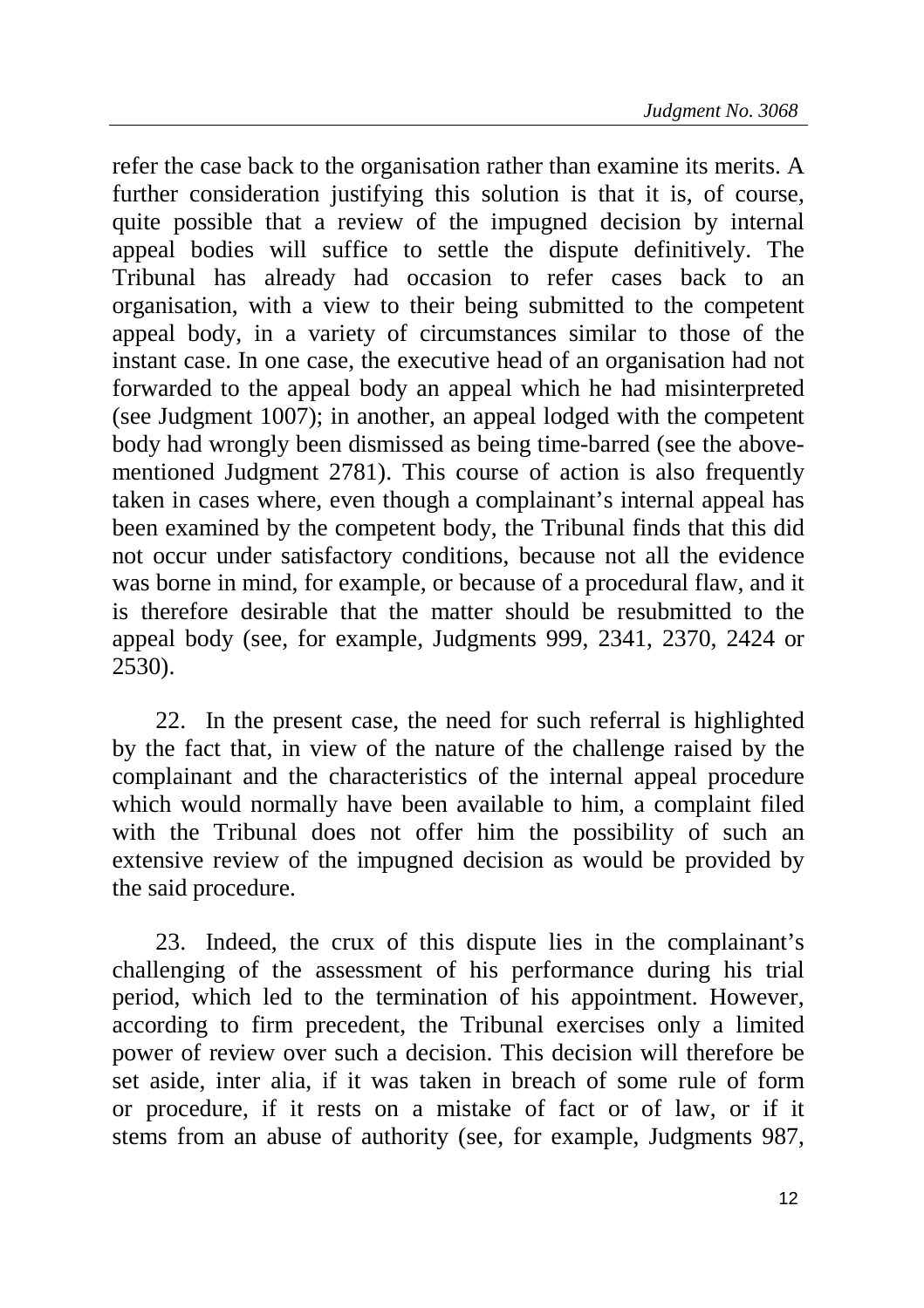refer the case back to the organisation rather than examine its merits. A further consideration justifying this solution is that it is, of course, quite possible that a review of the impugned decision by internal appeal bodies will suffice to settle the dispute definitively. The Tribunal has already had occasion to refer cases back to an organisation, with a view to their being submitted to the competent appeal body, in a variety of circumstances similar to those of the instant case. In one case, the executive head of an organisation had not forwarded to the appeal body an appeal which he had misinterpreted (see Judgment 1007); in another, an appeal lodged with the competent body had wrongly been dismissed as being time-barred (see the above-mentioned Judgment 2781). This course of action is also frequently taken in cases where, even though a complainant's internal appeal has been examined by the competent body, the Tribunal finds that this did not occur under satisfactory conditions, because not all the evidence was borne in mind, for example, or because of a procedural flaw, and it is therefore desirable that the matter should be resubmitted to the appeal body (see, for example, Judgments 999, 2341, 2370, 2424 or 2530).

22. In the present case, the need for such referral is highlighted by the fact that, in view of the nature of the challenge raised by the complainant and the characteristics of the internal appeal procedure which would normally have been available to him, a complaint filed with the Tribunal does not offer him the possibility of such an extensive review of the impugned decision as would be provided by the said procedure.

23. Indeed, the crux of this dispute lies in the complainant's challenging of the assessment of his performance during his trial period, which led to the termination of his appointment. However, according to firm precedent, the Tribunal exercises only a limited power of review over such a decision. This decision will therefore be set aside, inter alia, if it was taken in breach of some rule of form or procedure, if it rests on a mistake of fact or of law, or if it stems from an abuse of authority (see, for example, Judgments 987,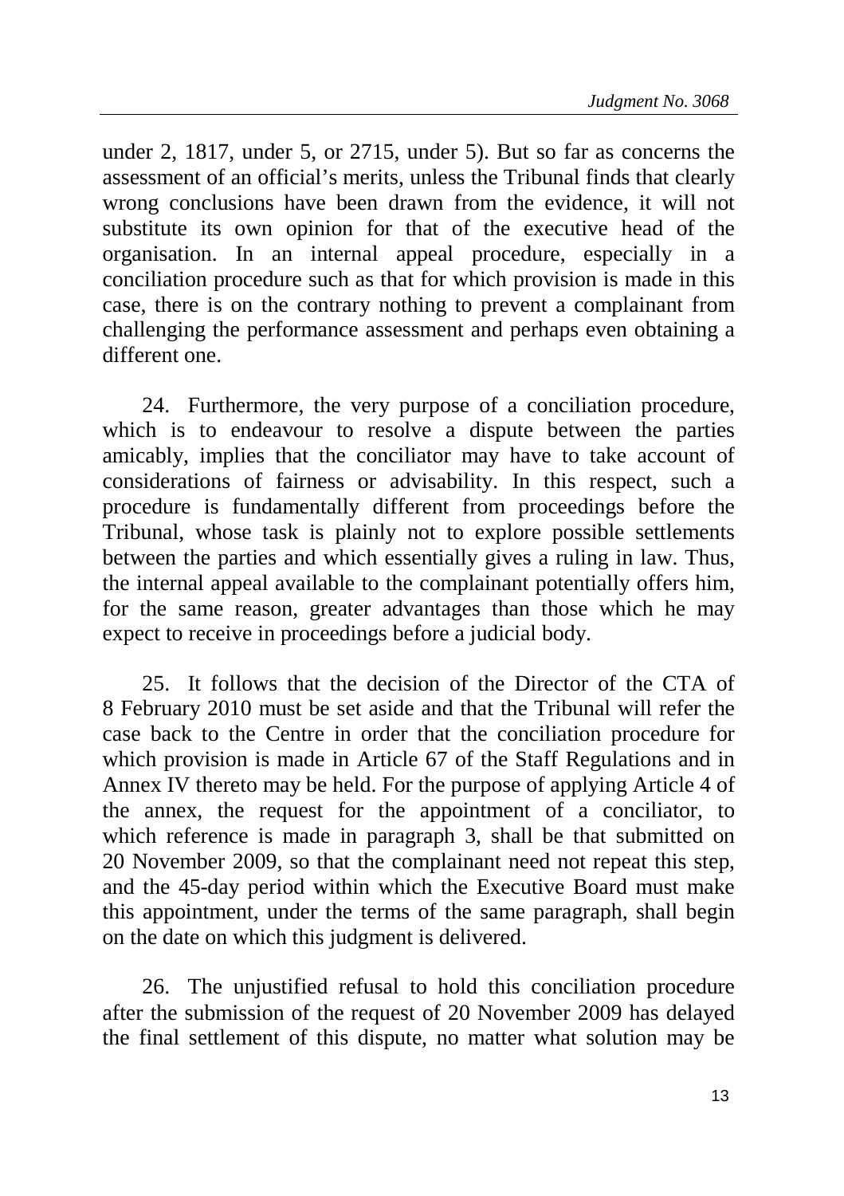under 2, 1817, under 5, or 2715, under 5). But so far as concerns the assessment of an official's merits, unless the Tribunal finds that clearly wrong conclusions have been drawn from the evidence, it will not substitute its own opinion for that of the executive head of the organisation. In an internal appeal procedure, especially in a conciliation procedure such as that for which provision is made in this case, there is on the contrary nothing to prevent a complainant from challenging the performance assessment and perhaps even obtaining a different one.

24. Furthermore, the very purpose of a conciliation procedure, which is to endeavour to resolve a dispute between the parties amicably, implies that the conciliator may have to take account of considerations of fairness or advisability. In this respect, such a procedure is fundamentally different from proceedings before the Tribunal, whose task is plainly not to explore possible settlements between the parties and which essentially gives a ruling in law. Thus, the internal appeal available to the complainant potentially offers him, for the same reason, greater advantages than those which he may expect to receive in proceedings before a judicial body.

25. It follows that the decision of the Director of the CTA of 8 February 2010 must be set aside and that the Tribunal will refer the case back to the Centre in order that the conciliation procedure for which provision is made in Article 67 of the Staff Regulations and in Annex IV thereto may be held. For the purpose of applying Article 4 of the annex, the request for the appointment of a conciliator, to which reference is made in paragraph 3, shall be that submitted on 20 November 2009, so that the complainant need not repeat this step, and the 45-day period within which the Executive Board must make this appointment, under the terms of the same paragraph, shall begin on the date on which this judgment is delivered.

26. The unjustified refusal to hold this conciliation procedure after the submission of the request of 20 November 2009 has delayed the final settlement of this dispute, no matter what solution may be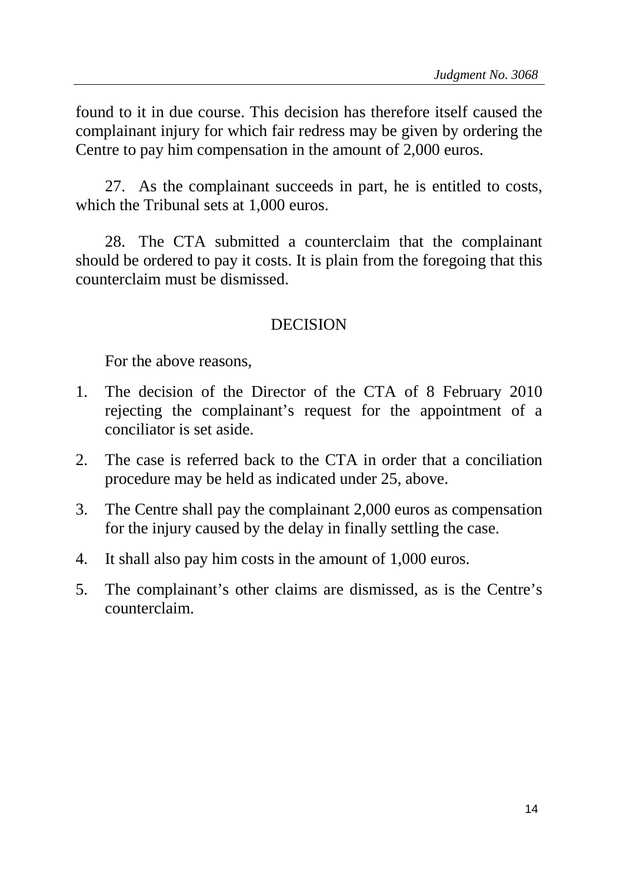found to it in due course. This decision has therefore itself caused the complainant injury for which fair redress may be given by ordering the Centre to pay him compensation in the amount of 2,000 euros.

27. As the complainant succeeds in part, he is entitled to costs, which the Tribunal sets at 1,000 euros.

28. The CTA submitted a counterclaim that the complainant should be ordered to pay it costs. It is plain from the foregoing that this counterclaim must be dismissed.

## DECISION

For the above reasons,

1. The decision of the Director of the CTA of 8 February 2010 rejecting the complainant's request for the appointment of a conciliator is set aside.
2. The case is referred back to the CTA in order that a conciliation procedure may be held as indicated under 25, above.
3. The Centre shall pay the complainant 2,000 euros as compensation for the injury caused by the delay in finally settling the case.
4. It shall also pay him costs in the amount of 1,000 euros.
5. The complainant's other claims are dismissed, as is the Centre's counterclaim.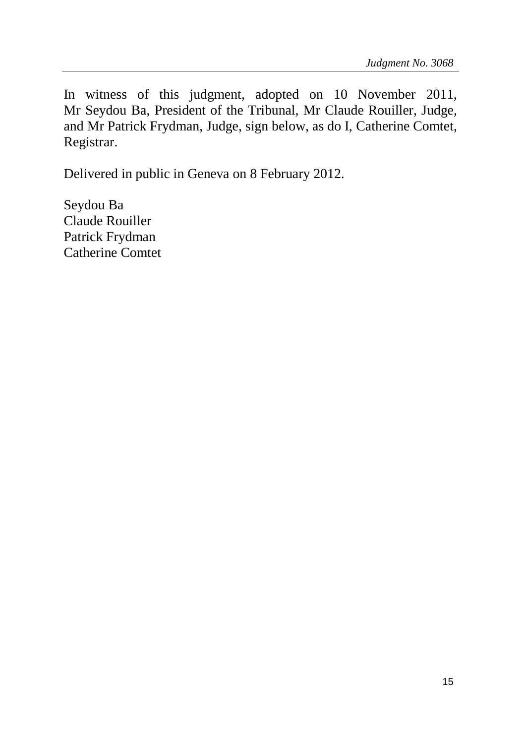In witness of this judgment, adopted on 10 November 2011, Mr Seydou Ba, President of the Tribunal, Mr Claude Rouiller, Judge, and Mr Patrick Frydman, Judge, sign below, as do I, Catherine Comtet, Registrar.

Delivered in public in Geneva on 8 February 2012.

Seydou Ba
Claude Rouiller
Patrick Frydman
Catherine Comtet